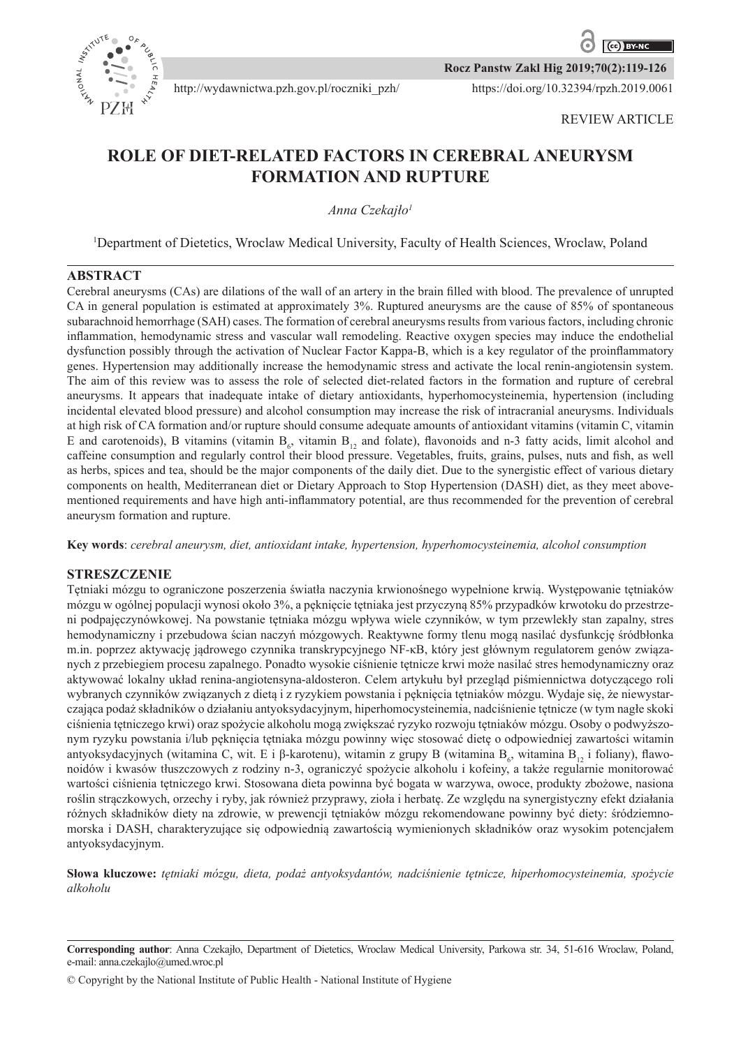REVIEW ARTICLE

# ROLE OF DIET-RELATED FACTORS IN CEREBRAL ANEURYSM FORMATION AND RUPTURE

*Anna Czekajło[1]*

[1]Department of Dietetics, Wroclaw Medical University, Faculty of Health Sciences, Wroclaw, Poland

## ABSTRACT

Cerebral aneurysms (CAs) are dilations of the wall of an artery in the brain filled with blood. The prevalence of unrupted CA in general population is estimated at approximately 3%. Ruptured aneurysms are the cause of 85% of spontaneous subarachnoid hemorrhage (SAH) cases. The formation of cerebral aneurysms results from various factors, including chronic inflammation, hemodynamic stress and vascular wall remodeling. Reactive oxygen species may induce the endothelial dysfunction possibly through the activation of Nuclear Factor Kappa-B, which is a key regulator of the proinflammatory genes. Hypertension may additionally increase the hemodynamic stress and activate the local renin-angiotensin system. The aim of this review was to assess the role of selected diet-related factors in the formation and rupture of cerebral aneurysms. It appears that inadequate intake of dietary antioxidants, hyperhomocysteinemia, hypertension (including incidental elevated blood pressure) and alcohol consumption may increase the risk of intracranial aneurysms. Individuals at high risk of CA formation and/or rupture should consume adequate amounts of antioxidant vitamins (vitamin C, vitamin E and carotenoids), B vitamins (vitamin $B_6$, vitamin $B_{12}$ and folate), flavonoids and n-3 fatty acids, limit alcohol and caffeine consumption and regularly control their blood pressure. Vegetables, fruits, grains, pulses, nuts and fish, as well as herbs, spices and tea, should be the major components of the daily diet. Due to the synergistic effect of various dietary components on health, Mediterranean diet or Dietary Approach to Stop Hypertension (DASH) diet, as they meet above-mentioned requirements and have high anti-inflammatory potential, are thus recommended for the prevention of cerebral aneurysm formation and rupture.

**Key words**: *cerebral aneurysm, diet, antioxidant intake, hypertension, hyperhomocysteinemia, alcohol consumption*

## STRESZCZENIE

Tętniaki mózgu to ograniczone poszerzenia światła naczynia krwionośnego wypełnione krwią. Występowanie tętniaków mózgu w ogólnej populacji wynosi około 3%, a pęknięcie tętniaka jest przyczyną 85% przypadków krwotoku do przestrzeni podpajęczynówkowej. Na powstanie tętniaka mózgu wpływa wiele czynników, w tym przewlekły stan zapalny, stres hemodynamiczny i przebudowa ścian naczyń mózgowych. Reaktywne formy tlenu mogą nasilać dysfunkcję śródbłonka m.in. poprzez aktywację jądrowego czynnika transkrypcyjnego NF-κB, który jest głównym regulatorem genów związanych z przebiegiem procesu zapalnego. Ponadto wysokie ciśnienie tętnicze krwi może nasilać stres hemodynamiczny oraz aktywować lokalny układ renina-angiotensyna-aldosteron. Celem artykułu był przegląd piśmiennictwa dotyczącego roli wybranych czynników związanych z dietą i z ryzykiem powstania i pęknięcia tętniaków mózgu. Wydaje się, że niewystarczająca podaż składników o działaniu antyoksydacyjnym, hiperhomocysteinemia, nadciśnienie tętnicze (w tym nagłe skoki ciśnienia tętniczego krwi) oraz spożycie alkoholu mogą zwiększać ryzyko rozwoju tętniaków mózgu. Osoby o podwyższonym ryzyku powstania i/lub pęknięcia tętniaka mózgu powinny więc stosować dietę o odpowiedniej zawartości witamin antyoksydacyjnych (witamina C, wit. E i β-karotenu), witamin z grupy B (witamina $B_6$, witamina $B_{12}$ i foliany), flawonoidów i kwasów tłuszczowych z rodziny n-3, ograniczyć spożycie alkoholu i kofeiny, a także regularnie monitorować wartości ciśnienia tętniczego krwi. Stosowana dieta powinna być bogata w warzywa, owoce, produkty zbożowe, nasiona roślin strączkowych, orzechy i ryby, jak również przyprawy, zioła i herbatę. Ze względu na synergistyczny efekt działania różnych składników diety na zdrowie, w prewencji tętniaków mózgu rekomendowane powinny być diety: śródziemnomorska i DASH, charakteryzujące się odpowiednią zawartością wymienionych składników oraz wysokim potencjałem antyoksydacyjnym.

**Słowa kluczowe:** *tętniaki mózgu, dieta, podaż antyoksydantów, nadciśnienie tętnicze, hiperhomocysteinemia, spożycie alkoholu*

**Corresponding author**: Anna Czekajło, Department of Dietetics, Wroclaw Medical University, Parkowa str. 34, 51-616 Wroclaw, Poland, e-mail: anna.czekajlo@umed.wroc.pl

© Copyright by the National Institute of Public Health - National Institute of Hygiene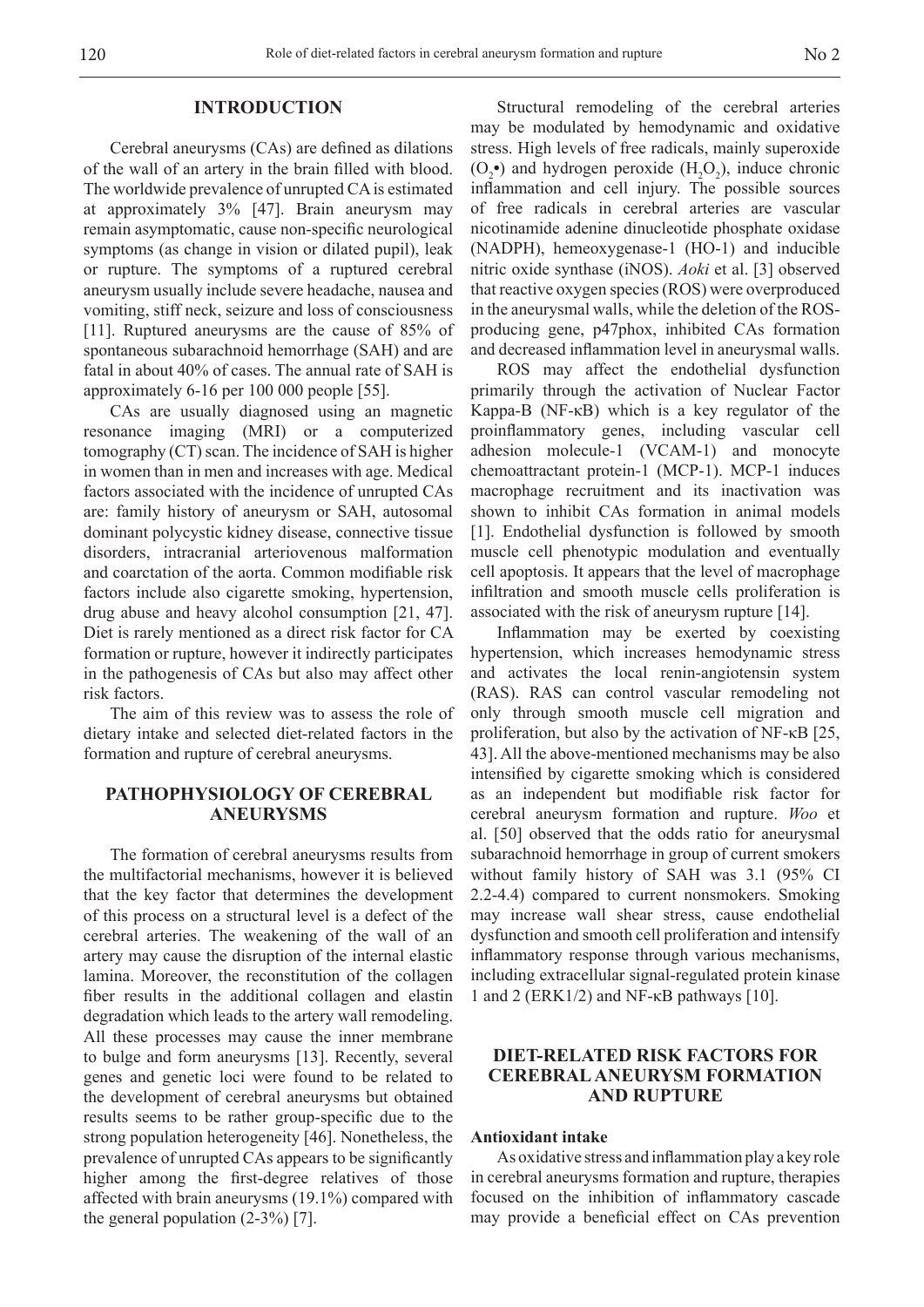## INTRODUCTION

Cerebral aneurysms (CAs) are defined as dilations of the wall of an artery in the brain filled with blood. The worldwide prevalence of unrupted CA is estimated at approximately 3% [47]. Brain aneurysm may remain asymptomatic, cause non-specific neurological symptoms (as change in vision or dilated pupil), leak or rupture. The symptoms of a ruptured cerebral aneurysm usually include severe headache, nausea and vomiting, stiff neck, seizure and loss of consciousness [11]. Ruptured aneurysms are the cause of 85% of spontaneous subarachnoid hemorrhage (SAH) and are fatal in about 40% of cases. The annual rate of SAH is approximately 6-16 per 100 000 people [55].

CAs are usually diagnosed using an magnetic resonance imaging (MRI) or a computerized tomography (CT) scan. The incidence of SAH is higher in women than in men and increases with age. Medical factors associated with the incidence of unrupted CAs are: family history of aneurysm or SAH, autosomal dominant polycystic kidney disease, connective tissue disorders, intracranial arteriovenous malformation and coarctation of the aorta. Common modifiable risk factors include also cigarette smoking, hypertension, drug abuse and heavy alcohol consumption [21, 47]. Diet is rarely mentioned as a direct risk factor for CA formation or rupture, however it indirectly participates in the pathogenesis of CAs but also may affect other risk factors.

The aim of this review was to assess the role of dietary intake and selected diet-related factors in the formation and rupture of cerebral aneurysms.

## PATHOPHYSIOLOGY OF CEREBRAL ANEURYSMS

The formation of cerebral aneurysms results from the multifactorial mechanisms, however it is believed that the key factor that determines the development of this process on a structural level is a defect of the cerebral arteries. The weakening of the wall of an artery may cause the disruption of the internal elastic lamina. Moreover, the reconstitution of the collagen fiber results in the additional collagen and elastin degradation which leads to the artery wall remodeling. All these processes may cause the inner membrane to bulge and form aneurysms [13]. Recently, several genes and genetic loci were found to be related to the development of cerebral aneurysms but obtained results seems to be rather group-specific due to the strong population heterogeneity [46]. Nonetheless, the prevalence of unrupted CAs appears to be significantly higher among the first-degree relatives of those affected with brain aneurysms (19.1%) compared with the general population (2-3%) [7].

Structural remodeling of the cerebral arteries may be modulated by hemodynamic and oxidative stress. High levels of free radicals, mainly superoxide ($O_2$•) and hydrogen peroxide ($H_2O_2$), induce chronic inflammation and cell injury. The possible sources of free radicals in cerebral arteries are vascular nicotinamide adenine dinucleotide phosphate oxidase (NADPH), hemeoxygenase-1 (HO-1) and inducible nitric oxide synthase (iNOS). *Aoki* et al. [3] observed that reactive oxygen species (ROS) were overproduced in the aneurysmal walls, while the deletion of the ROS-producing gene, p47phox, inhibited CAs formation and decreased inflammation level in aneurysmal walls.

ROS may affect the endothelial dysfunction primarily through the activation of Nuclear Factor Kappa-B (NF-κB) which is a key regulator of the proinflammatory genes, including vascular cell adhesion molecule-1 (VCAM-1) and monocyte chemoattractant protein-1 (MCP-1). MCP-1 induces macrophage recruitment and its inactivation was shown to inhibit CAs formation in animal models [1]. Endothelial dysfunction is followed by smooth muscle cell phenotypic modulation and eventually cell apoptosis. It appears that the level of macrophage infiltration and smooth muscle cells proliferation is associated with the risk of aneurysm rupture [14].

Inflammation may be exerted by coexisting hypertension, which increases hemodynamic stress and activates the local renin-angiotensin system (RAS). RAS can control vascular remodeling not only through smooth muscle cell migration and proliferation, but also by the activation of NF-κB [25, 43]. All the above-mentioned mechanisms may be also intensified by cigarette smoking which is considered as an independent but modifiable risk factor for cerebral aneurysm formation and rupture. *Woo* et al. [50] observed that the odds ratio for aneurysmal subarachnoid hemorrhage in group of current smokers without family history of SAH was 3.1 (95% CI 2.2-4.4) compared to current nonsmokers. Smoking may increase wall shear stress, cause endothelial dysfunction and smooth cell proliferation and intensify inflammatory response through various mechanisms, including extracellular signal-regulated protein kinase 1 and 2 (ERK1/2) and NF-κB pathways [10].

## DIET-RELATED RISK FACTORS FOR CEREBRAL ANEURYSM FORMATION AND RUPTURE

### Antioxidant intake

As oxidative stress and inflammation play a key role in cerebral aneurysms formation and rupture, therapies focused on the inhibition of inflammatory cascade may provide a beneficial effect on CAs prevention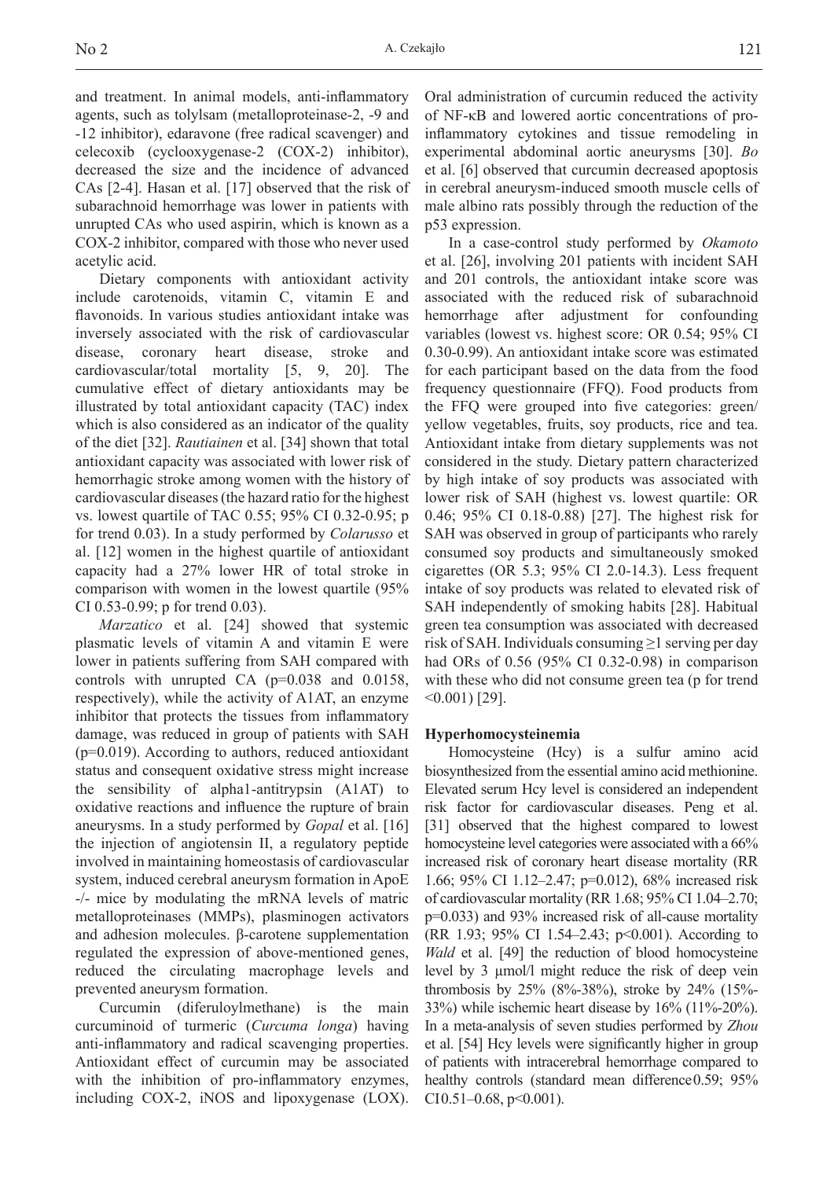and treatment. In animal models, anti-inflammatory agents, such as tolylsam (metalloproteinase-2, -9 and -12 inhibitor), edaravone (free radical scavenger) and celecoxib (cyclooxygenase-2 (COX-2) inhibitor), decreased the size and the incidence of advanced CAs [2-4]. Hasan et al. [17] observed that the risk of subarachnoid hemorrhage was lower in patients with unrupted CAs who used aspirin, which is known as a COX-2 inhibitor, compared with those who never used acetylic acid.

Dietary components with antioxidant activity include carotenoids, vitamin C, vitamin E and flavonoids. In various studies antioxidant intake was inversely associated with the risk of cardiovascular disease, coronary heart disease, stroke and cardiovascular/total mortality [5, 9, 20]. The cumulative effect of dietary antioxidants may be illustrated by total antioxidant capacity (TAC) index which is also considered as an indicator of the quality of the diet [32]. *Rautiainen* et al. [34] shown that total antioxidant capacity was associated with lower risk of hemorrhagic stroke among women with the history of cardiovascular diseases (the hazard ratio for the highest vs. lowest quartile of TAC 0.55; 95% CI 0.32-0.95; p for trend 0.03). In a study performed by *Colarusso* et al. [12] women in the highest quartile of antioxidant capacity had a 27% lower HR of total stroke in comparison with women in the lowest quartile (95% CI 0.53-0.99; p for trend 0.03).

*Marzatico* et al. [24] showed that systemic plasmatic levels of vitamin A and vitamin E were lower in patients suffering from SAH compared with controls with unrupted CA (p=0.038 and 0.0158, respectively), while the activity of A1AT, an enzyme inhibitor that protects the tissues from inflammatory damage, was reduced in group of patients with SAH (p=0.019). According to authors, reduced antioxidant status and consequent oxidative stress might increase the sensibility of alpha1-antitrypsin (A1AT) to oxidative reactions and influence the rupture of brain aneurysms. In a study performed by *Gopal* et al. [16] the injection of angiotensin II, a regulatory peptide involved in maintaining homeostasis of cardiovascular system, induced cerebral aneurysm formation in ApoE -/- mice by modulating the mRNA levels of matric metalloproteinases (MMPs), plasminogen activators and adhesion molecules. β-carotene supplementation regulated the expression of above-mentioned genes, reduced the circulating macrophage levels and prevented aneurysm formation.

Curcumin (diferuloylmethane) is the main curcuminoid of turmeric (*Curcuma longa*) having anti-inflammatory and radical scavenging properties. Antioxidant effect of curcumin may be associated with the inhibition of pro-inflammatory enzymes, including COX-2, iNOS and lipoxygenase (LOX). Oral administration of curcumin reduced the activity of NF-κB and lowered aortic concentrations of pro-inflammatory cytokines and tissue remodeling in experimental abdominal aortic aneurysms [30]. *Bo* et al. [6] observed that curcumin decreased apoptosis in cerebral aneurysm-induced smooth muscle cells of male albino rats possibly through the reduction of the p53 expression.

In a case-control study performed by *Okamoto* et al. [26], involving 201 patients with incident SAH and 201 controls, the antioxidant intake score was associated with the reduced risk of subarachnoid hemorrhage after adjustment for confounding variables (lowest vs. highest score: OR 0.54; 95% CI 0.30-0.99). An antioxidant intake score was estimated for each participant based on the data from the food frequency questionnaire (FFQ). Food products from the FFQ were grouped into five categories: green/yellow vegetables, fruits, soy products, rice and tea. Antioxidant intake from dietary supplements was not considered in the study. Dietary pattern characterized by high intake of soy products was associated with lower risk of SAH (highest vs. lowest quartile: OR 0.46; 95% CI 0.18-0.88) [27]. The highest risk for SAH was observed in group of participants who rarely consumed soy products and simultaneously smoked cigarettes (OR 5.3; 95% CI 2.0-14.3). Less frequent intake of soy products was related to elevated risk of SAH independently of smoking habits [28]. Habitual green tea consumption was associated with decreased risk of SAH. Individuals consuming ≥1 serving per day had ORs of 0.56 (95% CI 0.32-0.98) in comparison with these who did not consume green tea (p for trend <0.001) [29].

**Hyperhomocysteinemia**

Homocysteine (Hcy) is a sulfur amino acid biosynthesized from the essential amino acid methionine. Elevated serum Hcy level is considered an independent risk factor for cardiovascular diseases. Peng et al. [31] observed that the highest compared to lowest homocysteine level categories were associated with a 66% increased risk of coronary heart disease mortality (RR 1.66; 95% CI 1.12–2.47; p=0.012), 68% increased risk of cardiovascular mortality (RR 1.68; 95% CI 1.04–2.70; p=0.033) and 93% increased risk of all-cause mortality (RR 1.93; 95% CI 1.54–2.43; p<0.001). According to *Wald* et al. [49] the reduction of blood homocysteine level by 3 μmol/l might reduce the risk of deep vein thrombosis by 25% (8%-38%), stroke by 24% (15%-33%) while ischemic heart disease by 16% (11%-20%). In a meta-analysis of seven studies performed by *Zhou* et al. [54] Hcy levels were significantly higher in group of patients with intracerebral hemorrhage compared to healthy controls (standard mean difference 0.59; 95% CI 0.51–0.68, p<0.001).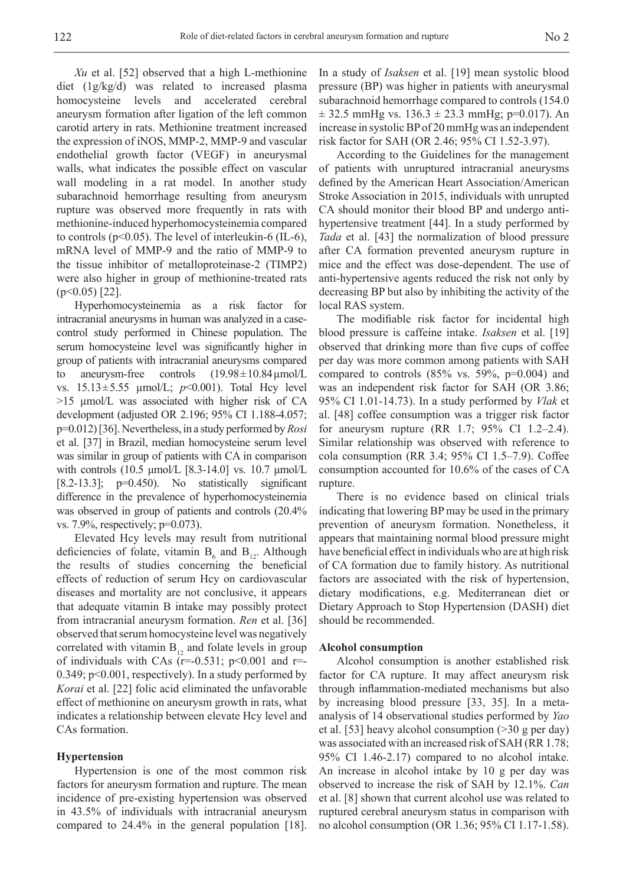*Xu* et al. [52] observed that a high L-methionine diet (1g/kg/d) was related to increased plasma homocysteine levels and accelerated cerebral aneurysm formation after ligation of the left common carotid artery in rats. Methionine treatment increased the expression of iNOS, MMP-2, MMP-9 and vascular endothelial growth factor (VEGF) in aneurysmal walls, what indicates the possible effect on vascular wall modeling in a rat model. In another study subarachnoid hemorrhage resulting from aneurysm rupture was observed more frequently in rats with methionine-induced hyperhomocysteinemia compared to controls ($p<0.05$). The level of interleukin-6 (IL-6), mRNA level of MMP-9 and the ratio of MMP-9 to the tissue inhibitor of metalloproteinase-2 (TIMP2) were also higher in group of methionine-treated rats ($p<0.05$) [22].

Hyperhomocysteinemia as a risk factor for intracranial aneurysms in human was analyzed in a case-control study performed in Chinese population. The serum homocysteine level was significantly higher in group of patients with intracranial aneurysms compared to aneurysm-free controls (19.98±10.84 μmol/L vs. 15.13±5.55 μmol/L; $p<0.001$). Total Hcy level >15 μmol/L was associated with higher risk of CA development (adjusted OR 2.196; 95% CI 1.188-4.057; p=0.012) [36]. Nevertheless, in a study performed by *Rosi* et al. [37] in Brazil, median homocysteine serum level was similar in group of patients with CA in comparison with controls (10.5 μmol/L [8.3-14.0] vs. 10.7 μmol/L [8.2-13.3]; p=0.450). No statistically significant difference in the prevalence of hyperhomocysteinemia was observed in group of patients and controls (20.4% vs. 7.9%, respectively; p=0.073).

Elevated Hcy levels may result from nutritional deficiencies of folate, vitamin $B_6$ and $B_{12}$. Although the results of studies concerning the beneficial effects of reduction of serum Hcy on cardiovascular diseases and mortality are not conclusive, it appears that adequate vitamin B intake may possibly protect from intracranial aneurysm formation. *Ren* et al. [36] observed that serum homocysteine level was negatively correlated with vitamin $B_{12}$ and folate levels in group of individuals with CAs (r=-0.531; $p<0.001$ and r=-0.349; $p<0.001$, respectively). In a study performed by *Korai* et al. [22] folic acid eliminated the unfavorable effect of methionine on aneurysm growth in rats, what indicates a relationship between elevate Hcy level and CAs formation.

### Hypertension

Hypertension is one of the most common risk factors for aneurysm formation and rupture. The mean incidence of pre-existing hypertension was observed in 43.5% of individuals with intracranial aneurysm compared to 24.4% in the general population [18]. In a study of *Isaksen* et al. [19] mean systolic blood pressure (BP) was higher in patients with aneurysmal subarachnoid hemorrhage compared to controls (154.0 ± 32.5 mmHg vs. 136.3 ± 23.3 mmHg; p=0.017). An increase in systolic BP of 20 mmHg was an independent risk factor for SAH (OR 2.46; 95% CI 1.52-3.97).

According to the Guidelines for the management of patients with unruptured intracranial aneurysms defined by the American Heart Association/American Stroke Association in 2015, individuals with unrupted CA should monitor their blood BP and undergo anti-hypertensive treatment [44]. In a study performed by *Tada* et al. [43] the normalization of blood pressure after CA formation prevented aneurysm rupture in mice and the effect was dose-dependent. The use of anti-hypertensive agents reduced the risk not only by decreasing BP but also by inhibiting the activity of the local RAS system.

The modifiable risk factor for incidental high blood pressure is caffeine intake. *Isaksen* et al. [19] observed that drinking more than five cups of coffee per day was more common among patients with SAH compared to controls (85% vs. 59%, p=0.004) and was an independent risk factor for SAH (OR 3.86; 95% CI 1.01-14.73). In a study performed by *Vlak* et al. [48] coffee consumption was a trigger risk factor for aneurysm rupture (RR 1.7; 95% CI 1.2–2.4). Similar relationship was observed with reference to cola consumption (RR 3.4; 95% CI 1.5–7.9). Coffee consumption accounted for 10.6% of the cases of CA rupture.

There is no evidence based on clinical trials indicating that lowering BP may be used in the primary prevention of aneurysm formation. Nonetheless, it appears that maintaining normal blood pressure might have beneficial effect in individuals who are at high risk of CA formation due to family history. As nutritional factors are associated with the risk of hypertension, dietary modifications, e.g. Mediterranean diet or Dietary Approach to Stop Hypertension (DASH) diet should be recommended.

### Alcohol consumption

Alcohol consumption is another established risk factor for CA rupture. It may affect aneurysm risk through inflammation-mediated mechanisms but also by increasing blood pressure [33, 35]. In a meta-analysis of 14 observational studies performed by *Yao* et al. [53] heavy alcohol consumption (>30 g per day) was associated with an increased risk of SAH (RR 1.78; 95% CI 1.46-2.17) compared to no alcohol intake. An increase in alcohol intake by 10 g per day was observed to increase the risk of SAH by 12.1%. *Can* et al. [8] shown that current alcohol use was related to ruptured cerebral aneurysm status in comparison with no alcohol consumption (OR 1.36; 95% CI 1.17-1.58).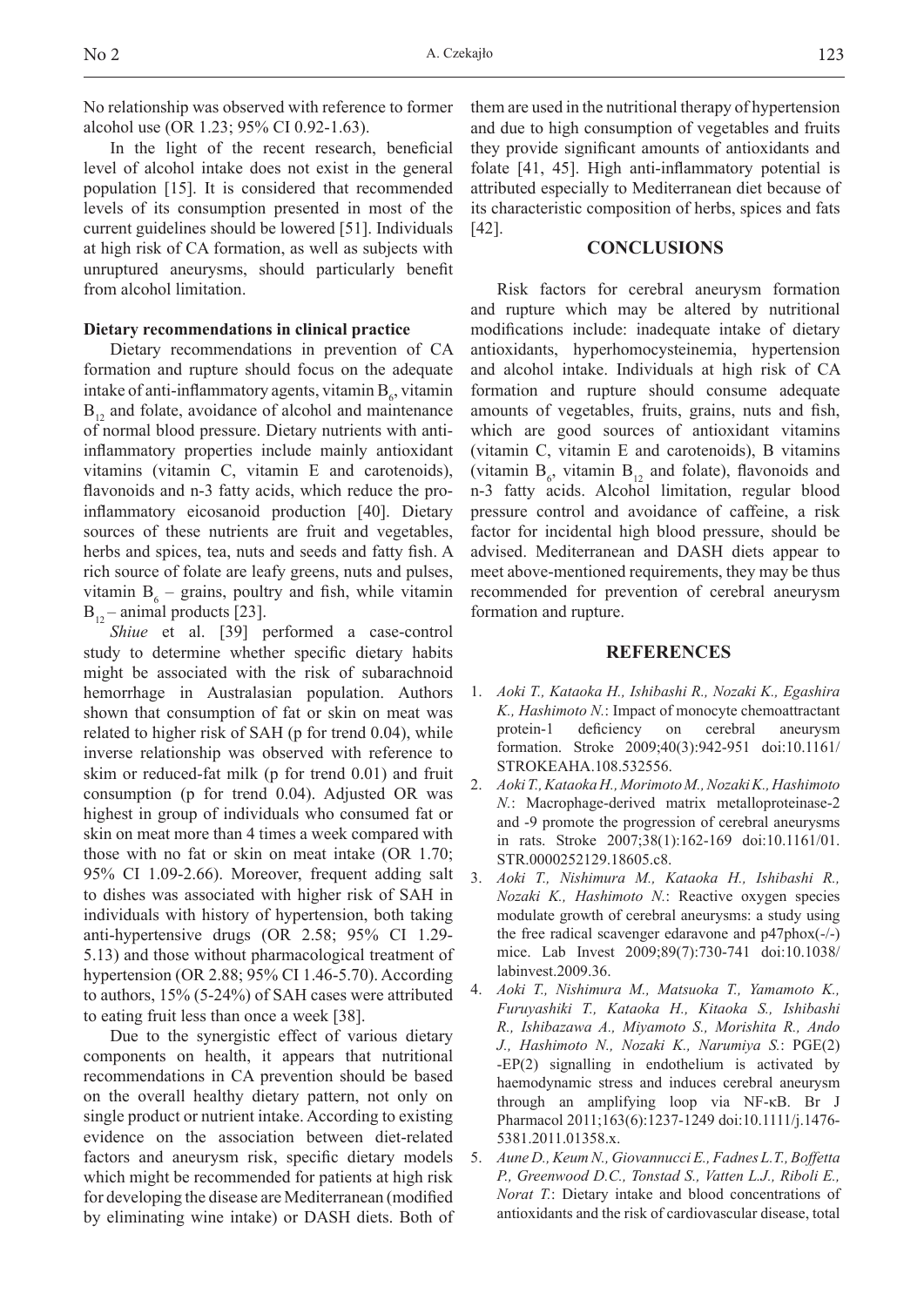No relationship was observed with reference to former alcohol use (OR 1.23; 95% CI 0.92-1.63).

In the light of the recent research, beneficial level of alcohol intake does not exist in the general population [15]. It is considered that recommended levels of its consumption presented in most of the current guidelines should be lowered [51]. Individuals at high risk of CA formation, as well as subjects with unruptured aneurysms, should particularly benefit from alcohol limitation.

**Dietary recommendations in clinical practice**

Dietary recommendations in prevention of CA formation and rupture should focus on the adequate intake of anti-inflammatory agents, vitamin $B_6$, vitamin $B_{12}$ and folate, avoidance of alcohol and maintenance of normal blood pressure. Dietary nutrients with anti-inflammatory properties include mainly antioxidant vitamins (vitamin C, vitamin E and carotenoids), flavonoids and n-3 fatty acids, which reduce the pro-inflammatory eicosanoid production [40]. Dietary sources of these nutrients are fruit and vegetables, herbs and spices, tea, nuts and seeds and fatty fish. A rich source of folate are leafy greens, nuts and pulses, vitamin $B_6$ – grains, poultry and fish, while vitamin $B_{12}$ – animal products [23].

*Shiue* et al. [39] performed a case-control study to determine whether specific dietary habits might be associated with the risk of subarachnoid hemorrhage in Australasian population. Authors shown that consumption of fat or skin on meat was related to higher risk of SAH (p for trend 0.04), while inverse relationship was observed with reference to skim or reduced-fat milk (p for trend 0.01) and fruit consumption (p for trend 0.04). Adjusted OR was highest in group of individuals who consumed fat or skin on meat more than 4 times a week compared with those with no fat or skin on meat intake (OR 1.70; 95% CI 1.09-2.66). Moreover, frequent adding salt to dishes was associated with higher risk of SAH in individuals with history of hypertension, both taking anti-hypertensive drugs (OR 2.58; 95% CI 1.29-5.13) and those without pharmacological treatment of hypertension (OR 2.88; 95% CI 1.46-5.70). According to authors, 15% (5-24%) of SAH cases were attributed to eating fruit less than once a week [38].

Due to the synergistic effect of various dietary components on health, it appears that nutritional recommendations in CA prevention should be based on the overall healthy dietary pattern, not only on single product or nutrient intake. According to existing evidence on the association between diet-related factors and aneurysm risk, specific dietary models which might be recommended for patients at high risk for developing the disease are Mediterranean (modified by eliminating wine intake) or DASH diets. Both of them are used in the nutritional therapy of hypertension and due to high consumption of vegetables and fruits they provide significant amounts of antioxidants and folate [41, 45]. High anti-inflammatory potential is attributed especially to Mediterranean diet because of its characteristic composition of herbs, spices and fats [42].

## CONCLUSIONS

Risk factors for cerebral aneurysm formation and rupture which may be altered by nutritional modifications include: inadequate intake of dietary antioxidants, hyperhomocysteinemia, hypertension and alcohol intake. Individuals at high risk of CA formation and rupture should consume adequate amounts of vegetables, fruits, grains, nuts and fish, which are good sources of antioxidant vitamins (vitamin C, vitamin E and carotenoids), B vitamins (vitamin $B_6$, vitamin $B_{12}$ and folate), flavonoids and n-3 fatty acids. Alcohol limitation, regular blood pressure control and avoidance of caffeine, a risk factor for incidental high blood pressure, should be advised. Mediterranean and DASH diets appear to meet above-mentioned requirements, they may be thus recommended for prevention of cerebral aneurysm formation and rupture.

## REFERENCES

1. *Aoki T., Kataoka H., Ishibashi R., Nozaki K., Egashira K., Hashimoto N.*: Impact of monocyte chemoattractant protein-1 deficiency on cerebral aneurysm formation. Stroke 2009;40(3):942-951 doi:10.1161/STROKEAHA.108.532556.
2. *Aoki T., Kataoka H., Morimoto M., Nozaki K., Hashimoto N.*: Macrophage-derived matrix metalloproteinase-2 and -9 promote the progression of cerebral aneurysms in rats. Stroke 2007;38(1):162-169 doi:10.1161/01.STR.0000252129.18605.c8.
3. *Aoki T., Nishimura M., Kataoka H., Ishibashi R., Nozaki K., Hashimoto N.*: Reactive oxygen species modulate growth of cerebral aneurysms: a study using the free radical scavenger edaravone and p47phox(-/-) mice. Lab Invest 2009;89(7):730-741 doi:10.1038/labinvest.2009.36.
4. *Aoki T., Nishimura M., Matsuoka T., Yamamoto K., Furuyashiki T., Kataoka H., Kitaoka S., Ishibashi R., Ishibazawa A., Miyamoto S., Morishita R., Ando J., Hashimoto N., Nozaki K., Narumiya S.*: PGE(2) -EP(2) signalling in endothelium is activated by haemodynamic stress and induces cerebral aneurysm through an amplifying loop via NF-κB. Br J Pharmacol 2011;163(6):1237-1249 doi:10.1111/j.1476-5381.2011.01358.x.
5. *Aune D., Keum N., Giovannucci E., Fadnes L.T., Boffetta P., Greenwood D.C., Tonstad S., Vatten L.J., Riboli E., Norat T.*: Dietary intake and blood concentrations of antioxidants and the risk of cardiovascular disease, total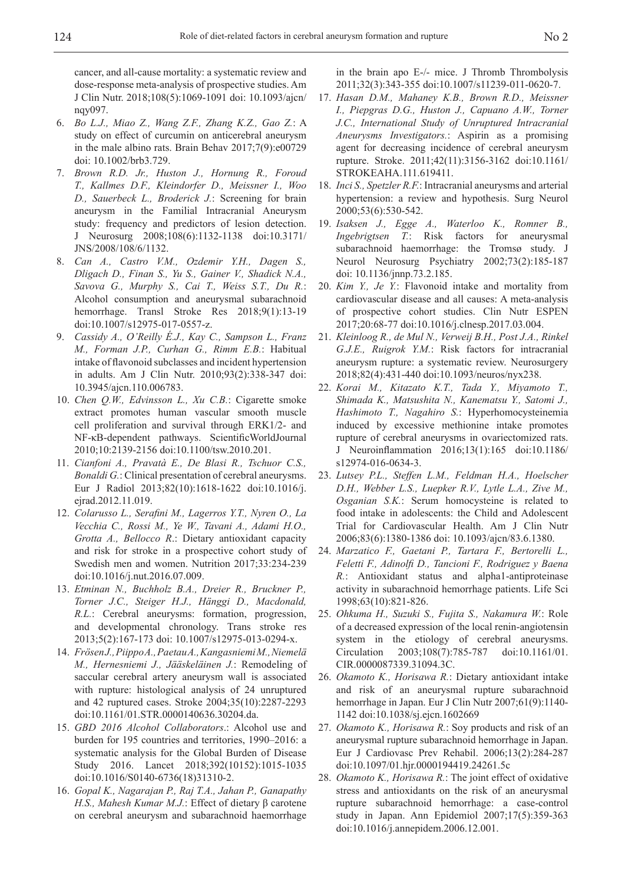cancer, and all-cause mortality: a systematic review and dose-response meta-analysis of prospective studies. Am J Clin Nutr. 2018;108(5):1069-1091 doi: 10.1093/ajcn/nqy097.

6. *Bo L.J., Miao Z., Wang Z.F., Zhang K.Z., Gao Z.*: A study on effect of curcumin on anticerebral aneurysm in the male albino rats. Brain Behav 2017;7(9):e00729 doi: 10.1002/brb3.729.
7. *Brown R.D. Jr., Huston J., Hornung R., Foroud T., Kallmes D.F., Kleindorfer D., Meissner I., Woo D., Sauerbeck L., Broderick J.*: Screening for brain aneurysm in the Familial Intracranial Aneurysm study: frequency and predictors of lesion detection. J Neurosurg 2008;108(6):1132-1138 doi:10.3171/JNS/2008/108/6/1132.
8. *Can A., Castro V.M., Ozdemir Y.H., Dagen S., Dligach D., Finan S., Yu S., Gainer V., Shadick N.A., Savova G., Murphy S., Cai T., Weiss S.T., Du R.*: Alcohol consumption and aneurysmal subarachnoid hemorrhage. Transl Stroke Res 2018;9(1):13-19 doi:10.1007/s12975-017-0557-z.
9. *Cassidy A., O'Reilly É.J., Kay C., Sampson L., Franz M., Forman J.P., Curhan G., Rimm E.B.*: Habitual intake of flavonoid subclasses and incident hypertension in adults. Am J Clin Nutr. 2010;93(2):338-347 doi: 10.3945/ajcn.110.006783.
10. *Chen Q.W., Edvinsson L., Xu C.B.*: Cigarette smoke extract promotes human vascular smooth muscle cell proliferation and survival through ERK1/2- and NF-κB-dependent pathways. ScientificWorldJournal 2010;10:2139-2156 doi:10.1100/tsw.2010.201.
11. *Cianfoni A., Pravatà E., De Blasi R., Tschuor C.S., Bonaldi G.*: Clinical presentation of cerebral aneurysms. Eur J Radiol 2013;82(10):1618-1622 doi:10.1016/j.ejrad.2012.11.019.
12. *Colarusso L., Serafini M., Lagerros Y.T., Nyren O., La Vecchia C., Rossi M., Ye W., Tavani A., Adami H.O., Grotta A., Bellocco R.*: Dietary antioxidant capacity and risk for stroke in a prospective cohort study of Swedish men and women. Nutrition 2017;33:234-239 doi:10.1016/j.nut.2016.07.009.
13. *Etminan N., Buchholz B.A., Dreier R., Bruckner P., Torner J.C., Steiger H.J., Hänggi D., Macdonald, R.L.*: Cerebral aneurysms: formation, progression, and developmental chronology. Trans stroke res 2013;5(2):167-173 doi: 10.1007/s12975-013-0294-x.
14. *Frösen J., Piippo A., Paetau A., Kangasniemi M., Niemelä M., Hernesniemi J., Jääskeläinen J.*: Remodeling of saccular cerebral artery aneurysm wall is associated with rupture: histological analysis of 24 unruptured and 42 ruptured cases. Stroke 2004;35(10):2287-2293 doi:10.1161/01.STR.0000140636.30204.da.
15. *GBD 2016 Alcohol Collaborators*.: Alcohol use and burden for 195 countries and territories, 1990–2016: a systematic analysis for the Global Burden of Disease Study 2016. Lancet 2018;392(10152):1015-1035 doi:10.1016/S0140-6736(18)31310-2.
16. *Gopal K., Nagarajan P., Raj T.A., Jahan P., Ganapathy H.S., Mahesh Kumar M.J.*: Effect of dietary β carotene on cerebral aneurysm and subarachnoid haemorrhage in the brain apo E-/- mice. J Thromb Thrombolysis 2011;32(3):343-355 doi:10.1007/s11239-011-0620-7.
17. *Hasan D.M., Mahaney K.B., Brown R.D., Meissner I., Piepgras D.G., Huston J., Capuano A.W., Torner J.C., International Study of Unruptured Intracranial Aneurysms Investigators.*: Aspirin as a promising agent for decreasing incidence of cerebral aneurysm rupture. Stroke. 2011;42(11):3156-3162 doi:10.1161/STROKEAHA.111.619411.
18. *Inci S., Spetzler R.F.*: Intracranial aneurysms and arterial hypertension: a review and hypothesis. Surg Neurol 2000;53(6):530-542.
19. *Isaksen J., Egge A., Waterloo K., Romner B., Ingebrigtsen T.*: Risk factors for aneurysmal subarachnoid haemorrhage: the Tromsø study. J Neurol Neurosurg Psychiatry 2002;73(2):185-187 doi: 10.1136/jnnp.73.2.185.
20. *Kim Y., Je Y.*: Flavonoid intake and mortality from cardiovascular disease and all causes: A meta-analysis of prospective cohort studies. Clin Nutr ESPEN 2017;20:68-77 doi:10.1016/j.clnesp.2017.03.004.
21. *Kleinloog R., de Mul N., Verweij B.H., Post J.A., Rinkel G.J.E., Ruigrok Y.M.*: Risk factors for intracranial aneurysm rupture: a systematic review. Neurosurgery 2018;82(4):431-440 doi:10.1093/neuros/nyx238.
22. *Korai M., Kitazato K.T., Tada Y., Miyamoto T., Shimada K., Matsushita N., Kanematsu Y., Satomi J., Hashimoto T., Nagahiro S.*: Hyperhomocysteinemia induced by excessive methionine intake promotes rupture of cerebral aneurysms in ovariectomized rats. J Neuroinflammation 2016;13(1):165 doi:10.1186/s12974-016-0634-3.
23. *Lutsey P.L., Steffen L.M., Feldman H.A., Hoelscher D.H., Webber L.S., Luepker R.V., Lytle L.A., Zive M., Osganian S.K.*: Serum homocysteine is related to food intake in adolescents: the Child and Adolescent Trial for Cardiovascular Health. Am J Clin Nutr 2006;83(6):1380-1386 doi: 10.1093/ajcn/83.6.1380.
24. *Marzatico F., Gaetani P., Tartara F., Bertorelli L., Feletti F., Adinolfi D., Tancioni F., Rodriguez y Baena R.*: Antioxidant status and alpha1-antiproteinase activity in subarachnoid hemorrhage patients. Life Sci 1998;63(10):821-826.
25. *Ohkuma H., Suzuki S., Fujita S., Nakamura W.*: Role of a decreased expression of the local renin-angiotensin system in the etiology of cerebral aneurysms. Circulation 2003;108(7):785-787 doi:10.1161/01.CIR.0000087339.31094.3C.
26. *Okamoto K., Horisawa R.*: Dietary antioxidant intake and risk of an aneurysmal rupture subarachnoid hemorrhage in Japan. Eur J Clin Nutr 2007;61(9):1140-1142 doi:10.1038/sj.ejcn.1602669
27. *Okamoto K., Horisawa R.*: Soy products and risk of an aneurysmal rupture subarachnoid hemorrhage in Japan. Eur J Cardiovasc Prev Rehabil. 2006;13(2):284-287 doi:10.1097/01.hjr.0000194419.24261.5c
28. *Okamoto K., Horisawa R.*: The joint effect of oxidative stress and antioxidants on the risk of an aneurysmal rupture subarachnoid hemorrhage: a case-control study in Japan. Ann Epidemiol 2007;17(5):359-363 doi:10.1016/j.annepidem.2006.12.001.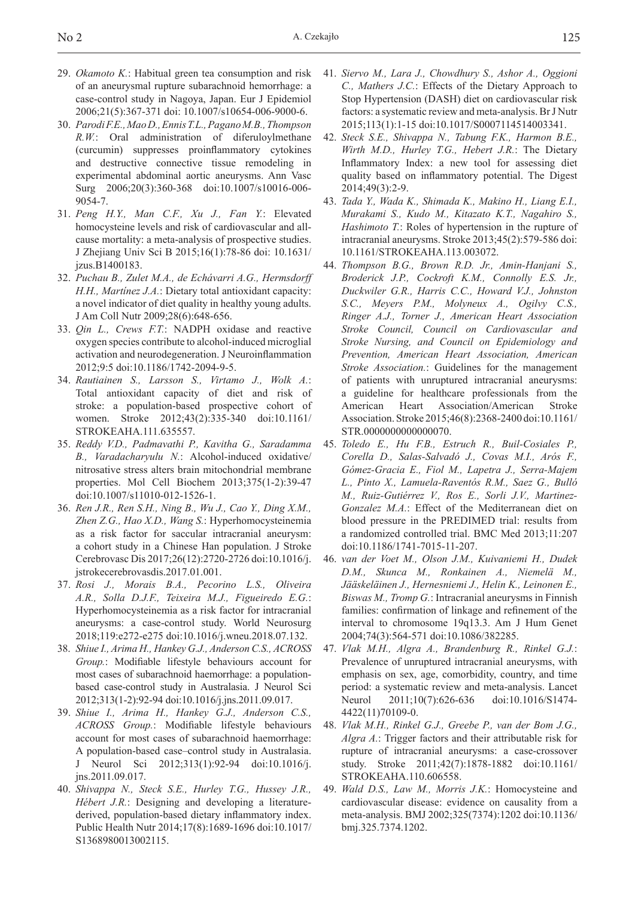29. *Okamoto K.*: Habitual green tea consumption and risk of an aneurysmal rupture subarachnoid hemorrhage: a case-control study in Nagoya, Japan. Eur J Epidemiol 2006;21(5):367-371 doi: 10.1007/s10654-006-9000-6.
30. *Parodi F.E., Mao D., Ennis T.L., Pagano M.B., Thompson R.W.*: Oral administration of diferuloylmethane (curcumin) suppresses proinflammatory cytokines and destructive connective tissue remodeling in experimental abdominal aortic aneurysms. Ann Vasc Surg 2006;20(3):360-368 doi:10.1007/s10016-006-9054-7.
31. *Peng H.Y., Man C.F., Xu J., Fan Y.*: Elevated homocysteine levels and risk of cardiovascular and all-cause mortality: a meta-analysis of prospective studies. J Zhejiang Univ Sci B 2015;16(1):78-86 doi: 10.1631/jzus.B1400183.
32. *Puchau B., Zulet M.A., de Echávarri A.G., Hermsdorff H.H., Martínez J.A.*: Dietary total antioxidant capacity: a novel indicator of diet quality in healthy young adults. J Am Coll Nutr 2009;28(6):648-656.
33. *Qin L., Crews F.T.*: NADPH oxidase and reactive oxygen species contribute to alcohol-induced microglial activation and neurodegeneration. J Neuroinflammation 2012;9:5 doi:10.1186/1742-2094-9-5.
34. *Rautiainen S., Larsson S., Virtamo J., Wolk A.*: Total antioxidant capacity of diet and risk of stroke: a population-based prospective cohort of women. Stroke 2012;43(2):335-340 doi:10.1161/STROKEAHA.111.635557.
35. *Reddy V.D., Padmavathi P., Kavitha G., Saradamma B., Varadacharyulu N.*: Alcohol-induced oxidative/nitrosative stress alters brain mitochondrial membrane properties. Mol Cell Biochem 2013;375(1-2):39-47 doi:10.1007/s11010-012-1526-1.
36. *Ren J.R., Ren S.H., Ning B., Wu J., Cao Y., Ding X.M., Zhen Z.G., Hao X.D., Wang S.*: Hyperhomocysteinemia as a risk factor for saccular intracranial aneurysm: a cohort study in a Chinese Han population. J Stroke Cerebrovasc Dis 2017;26(12):2720-2726 doi:10.1016/j.jstrokecerebrovasdis.2017.01.001.
37. *Rosi J., Morais B.A., Pecorino L.S., Oliveira A.R., Solla D.J.F., Teixeira M.J., Figueiredo E.G.*: Hyperhomocysteinemia as a risk factor for intracranial aneurysms: a case-control study. World Neurosurg 2018;119:e272-e275 doi:10.1016/j.wneu.2018.07.132.
38. *Shiue I., Arima H., Hankey G.J., Anderson C.S., ACROSS Group.*: Modifiable lifestyle behaviours account for most cases of subarachnoid haemorrhage: a population-based case-control study in Australasia. J Neurol Sci 2012;313(1-2):92-94 doi:10.1016/j.jns.2011.09.017.
39. *Shiue I., Arima H., Hankey G.J., Anderson C.S., ACROSS Group.*: Modifiable lifestyle behaviours account for most cases of subarachnoid haemorrhage: A population-based case–control study in Australasia. J Neurol Sci 2012;313(1):92-94 doi:10.1016/j.jns.2011.09.017.
40. *Shivappa N., Steck S.E., Hurley T.G., Hussey J.R., Hébert J.R.*: Designing and developing a literature-derived, population-based dietary inflammatory index. Public Health Nutr 2014;17(8):1689-1696 doi:10.1017/S1368980013002115.
41. *Siervo M., Lara J., Chowdhury S., Ashor A., Oggioni C., Mathers J.C.*: Effects of the Dietary Approach to Stop Hypertension (DASH) diet on cardiovascular risk factors: a systematic review and meta-analysis. Br J Nutr 2015;113(1):1-15 doi:10.1017/S0007114514003341.
42. *Steck S.E., Shivappa N., Tabung F.K., Harmon B.E., Wirth M.D., Hurley T.G., Hebert J.R.*: The Dietary Inflammatory Index: a new tool for assessing diet quality based on inflammatory potential. The Digest 2014;49(3):2-9.
43. *Tada Y., Wada K., Shimada K., Makino H., Liang E.I., Murakami S., Kudo M., Kitazato K.T., Nagahiro S., Hashimoto T.*: Roles of hypertension in the rupture of intracranial aneurysms. Stroke 2013;45(2):579-586 doi: 10.1161/STROKEAHA.113.003072.
44. *Thompson B.G., Brown R.D. Jr., Amin-Hanjani S., Broderick J.P., Cockroft K.M., Connolly E.S. Jr., Duckwiler G.R., Harris C.C., Howard V.J., Johnston S.C., Meyers P.M., Molyneux A., Ogilvy C.S., Ringer A.J., Torner J., American Heart Association Stroke Council, Council on Cardiovascular and Stroke Nursing, and Council on Epidemiology and Prevention, American Heart Association, American Stroke Association.*: Guidelines for the management of patients with unruptured intracranial aneurysms: a guideline for healthcare professionals from the American Heart Association/American Stroke Association. Stroke 2015;46(8):2368-2400 doi:10.1161/STR.0000000000000070.
45. *Toledo E., Hu F.B., Estruch R., Buil-Cosiales P., Corella D., Salas-Salvadó J., Covas M.I., Arós F., Gómez-Gracia E., Fiol M., Lapetra J., Serra-Majem L., Pinto X., Lamuela-Raventós R.M., Saez G., Bulló M., Ruiz-Gutiérrez V., Ros E., Sorli J.V., Martinez-Gonzalez M.A.*: Effect of the Mediterranean diet on blood pressure in the PREDIMED trial: results from a randomized controlled trial. BMC Med 2013;11:207 doi:10.1186/1741-7015-11-207.
46. *van der Voet M., Olson J.M., Kuivaniemi H., Dudek D.M., Skunca M., Ronkainen A., Niemelä M., Jääskeläinen J., Hernesniemi J., Helin K., Leinonen E., Biswas M., Tromp G.*: Intracranial aneurysms in Finnish families: confirmation of linkage and refinement of the interval to chromosome 19q13.3. Am J Hum Genet 2004;74(3):564-571 doi:10.1086/382285.
47. *Vlak M.H., Algra A., Brandenburg R., Rinkel G.J.*: Prevalence of unruptured intracranial aneurysms, with emphasis on sex, age, comorbidity, country, and time period: a systematic review and meta-analysis. Lancet Neurol 2011;10(7):626-636 doi:10.1016/S1474-4422(11)70109-0.
48. *Vlak M.H., Rinkel G.J., Greebe P., van der Bom J.G., Algra A.*: Trigger factors and their attributable risk for rupture of intracranial aneurysms: a case-crossover study. Stroke 2011;42(7):1878-1882 doi:10.1161/STROKEAHA.110.606558.
49. *Wald D.S., Law M., Morris J.K.*: Homocysteine and cardiovascular disease: evidence on causality from a meta-analysis. BMJ 2002;325(7374):1202 doi:10.1136/bmj.325.7374.1202.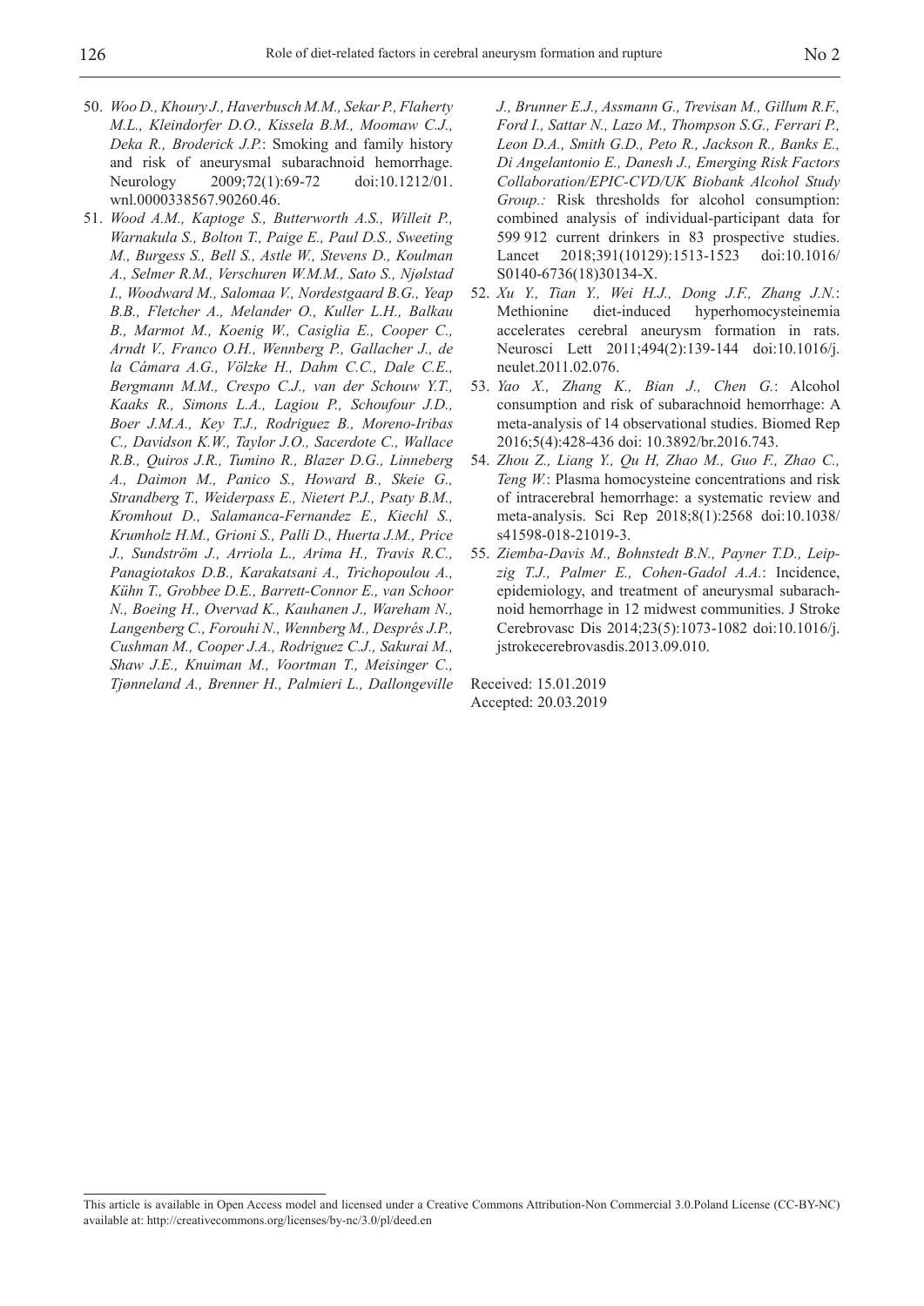50. *Woo D., Khoury J., Haverbusch M.M., Sekar P., Flaherty M.L., Kleindorfer D.O., Kissela B.M., Moomaw C.J., Deka R., Broderick J.P.*: Smoking and family history and risk of aneurysmal subarachnoid hemorrhage. Neurology 2009;72(1):69-72 doi:10.1212/01.wnl.0000338567.90260.46.
51. *Wood A.M., Kaptoge S., Butterworth A.S., Willeit P., Warnakula S., Bolton T., Paige E., Paul D.S., Sweeting M., Burgess S., Bell S., Astle W., Stevens D., Koulman A., Selmer R.M., Verschuren W.M.M., Sato S., Njølstad I., Woodward M., Salomaa V., Nordestgaard B.G., Yeap B.B., Fletcher A., Melander O., Kuller L.H., Balkau B., Marmot M., Koenig W., Casiglia E., Cooper C., Arndt V., Franco O.H., Wennberg P., Gallacher J., de la Cámara A.G., Völzke H., Dahm C.C., Dale C.E., Bergmann M.M., Crespo C.J., van der Schouw Y.T., Kaaks R., Simons L.A., Lagiou P., Schoufour J.D., Boer J.M.A., Key T.J., Rodriguez B., Moreno-Iribas C., Davidson K.W., Taylor J.O., Sacerdote C., Wallace R.B., Quiros J.R., Tumino R., Blazer D.G., Linneberg A., Daimon M., Panico S., Howard B., Skeie G., Strandberg T., Weiderpass E., Nietert P.J., Psaty B.M., Kromhout D., Salamanca-Fernandez E., Kiechl S., Krumholz H.M., Grioni S., Palli D., Huerta J.M., Price J., Sundström J., Arriola L., Arima H., Travis R.C., Panagiotakos D.B., Karakatsani A., Trichopoulou A., Kühn T., Grobbee D.E., Barrett-Connor E., van Schoor N., Boeing H., Overvad K., Kauhanen J., Wareham N., Langenberg C., Forouhi N., Wennberg M., Després J.P., Cushman M., Cooper J.A., Rodriguez C.J., Sakurai M., Shaw J.E., Knuiman M., Voortman T., Meisinger C., Tjønneland A., Brenner H., Palmieri L., Dallongeville J., Brunner E.J., Assmann G., Trevisan M., Gillum R.F., Ford I., Sattar N., Lazo M., Thompson S.G., Ferrari P., Leon D.A., Smith G.D., Peto R., Jackson R., Banks E., Di Angelantonio E., Danesh J., Emerging Risk Factors Collaboration/EPIC-CVD/UK Biobank Alcohol Study Group.:* Risk thresholds for alcohol consumption: combined analysis of individual-participant data for 599 912 current drinkers in 83 prospective studies. Lancet 2018;391(10129):1513-1523 doi:10.1016/S0140-6736(18)30134-X.
52. *Xu Y., Tian Y., Wei H.J., Dong J.F., Zhang J.N.*: Methionine diet-induced hyperhomocysteinemia accelerates cerebral aneurysm formation in rats. Neurosci Lett 2011;494(2):139-144 doi:10.1016/j.neulet.2011.02.076.
53. *Yao X., Zhang K., Bian J., Chen G.*: Alcohol consumption and risk of subarachnoid hemorrhage: A meta-analysis of 14 observational studies. Biomed Rep 2016;5(4):428-436 doi: 10.3892/br.2016.743.
54. *Zhou Z., Liang Y., Qu H, Zhao M., Guo F., Zhao C., Teng W.*: Plasma homocysteine concentrations and risk of intracerebral hemorrhage: a systematic review and meta-analysis. Sci Rep 2018;8(1):2568 doi:10.1038/s41598-018-21019-3.
55. *Ziemba-Davis M., Bohnstedt B.N., Payner T.D., Leipzig T.J., Palmer E., Cohen-Gadol A.A.*: Incidence, epidemiology, and treatment of aneurysmal subarachnoid hemorrhage in 12 midwest communities. J Stroke Cerebrovasc Dis 2014;23(5):1073-1082 doi:10.1016/j.jstrokecerebrovasdis.2013.09.010.

Received: 15.01.2019
Accepted: 20.03.2019

This article is available in Open Access model and licensed under a Creative Commons Attribution-Non Commercial 3.0.Poland License (CC-BY-NC) available at: http://creativecommons.org/licenses/by-nc/3.0/pl/deed.en